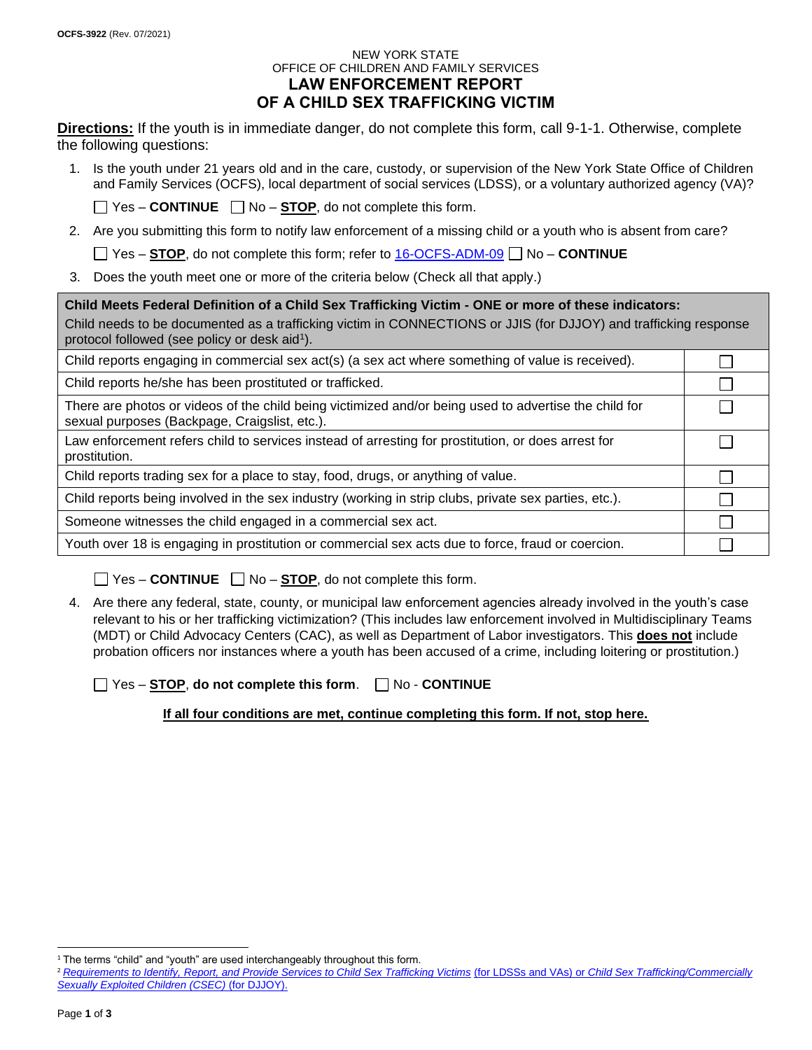NEW YORK STATE
OFFICE OF CHILDREN AND FAMILY SERVICES

# LAW ENFORCEMENT REPORT OF A CHILD SEX TRAFFICKING VICTIM

**Directions:** If the youth is in immediate danger, do not complete this form, call 9-1-1. Otherwise, complete the following questions:

1. Is the youth under 21 years old and in the care, custody, or supervision of the New York State Office of Children and Family Services (OCFS), local department of social services (LDSS), or a voluntary authorized agency (VA)?

   ☐ Yes – **CONTINUE** ☐ No – **STOP**, do not complete this form.

2. Are you submitting this form to notify law enforcement of a missing child or a youth who is absent from care?

   ☐ Yes – **STOP**, do not complete this form; refer to 16-OCFS-ADM-09 ☐ No – **CONTINUE**

3. Does the youth meet one or more of the criteria below (Check all that apply.)

| **Child Meets Federal Definition of a Child Sex Trafficking Victim - ONE or more of these indicators:** Child needs to be documented as a trafficking victim in CONNECTIONS or JJIS (for DJJOY) and trafficking response protocol followed (see policy or desk aid[1]). | |
|---|---|
| Child reports engaging in commercial sex act(s) (a sex act where something of value is received). | ☐ |
| Child reports he/she has been prostituted or trafficked. | ☐ |
| There are photos or videos of the child being victimized and/or being used to advertise the child for sexual purposes (Backpage, Craigslist, etc.). | ☐ |
| Law enforcement refers child to services instead of arresting for prostitution, or does arrest for prostitution. | ☐ |
| Child reports trading sex for a place to stay, food, drugs, or anything of value. | ☐ |
| Child reports being involved in the sex industry (working in strip clubs, private sex parties, etc.). | ☐ |
| Someone witnesses the child engaged in a commercial sex act. | ☐ |
| Youth over 18 is engaging in prostitution or commercial sex acts due to force, fraud or coercion. | ☐ |

   ☐ Yes – **CONTINUE** ☐ No – **STOP**, do not complete this form.

4. Are there any federal, state, county, or municipal law enforcement agencies already involved in the youth's case relevant to his or her trafficking victimization? (This includes law enforcement involved in Multidisciplinary Teams (MDT) or Child Advocacy Centers (CAC), as well as Department of Labor investigators. This **does not** include probation officers nor instances where a youth has been accused of a crime, including loitering or prostitution.)

   ☐ Yes – **STOP**, **do not complete this form**. ☐ No - **CONTINUE**

**If all four conditions are met, continue completing this form. If not, stop here.**

---

[1] The terms "child" and "youth" are used interchangeably throughout this form.

[2] *Requirements to Identify, Report, and Provide Services to Child Sex Trafficking Victims* (for LDSSs and VAs) or *Child Sex Trafficking/Commercially Sexually Exploited Children (CSEC)* (for DJJOY).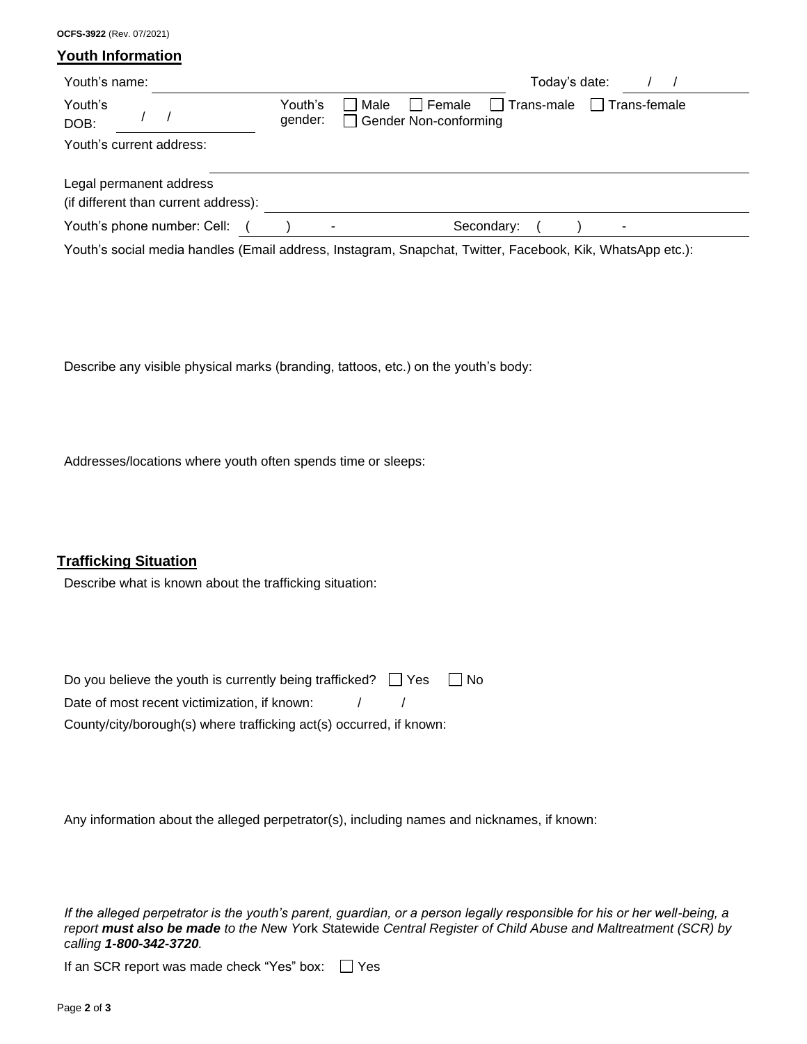OCFS-3922 (Rev. 07/2021)

## Youth Information

Youth's name: ______________________ Today's date: ___ / ___ / ___

Youth's DOB: ___ / ___ / ___ Youth's gender: ☐ Male ☐ Female ☐ Trans-male ☐ Trans-female ☐ Gender Non-conforming

Youth's current address: ______________________

Legal permanent address (if different than current address): ______________________

Youth's phone number: Cell: ( ) - Secondary: ( ) -

Youth's social media handles (Email address, Instagram, Snapchat, Twitter, Facebook, Kik, WhatsApp etc.):

Describe any visible physical marks (branding, tattoos, etc.) on the youth's body:

Addresses/locations where youth often spends time or sleeps:

## Trafficking Situation

Describe what is known about the trafficking situation:

Do you believe the youth is currently being trafficked? ☐ Yes ☐ No

Date of most recent victimization, if known: ___ / ___ / ___

County/city/borough(s) where trafficking act(s) occurred, if known:

Any information about the alleged perpetrator(s), including names and nicknames, if known:

*If the alleged perpetrator is the youth's parent, guardian, or a person legally responsible for his or her well-being, a report **must also be made** to the New York Statewide Central Register of Child Abuse and Maltreatment (SCR) by calling **1-800-342-3720**.*

If an SCR report was made check "Yes" box: ☐ Yes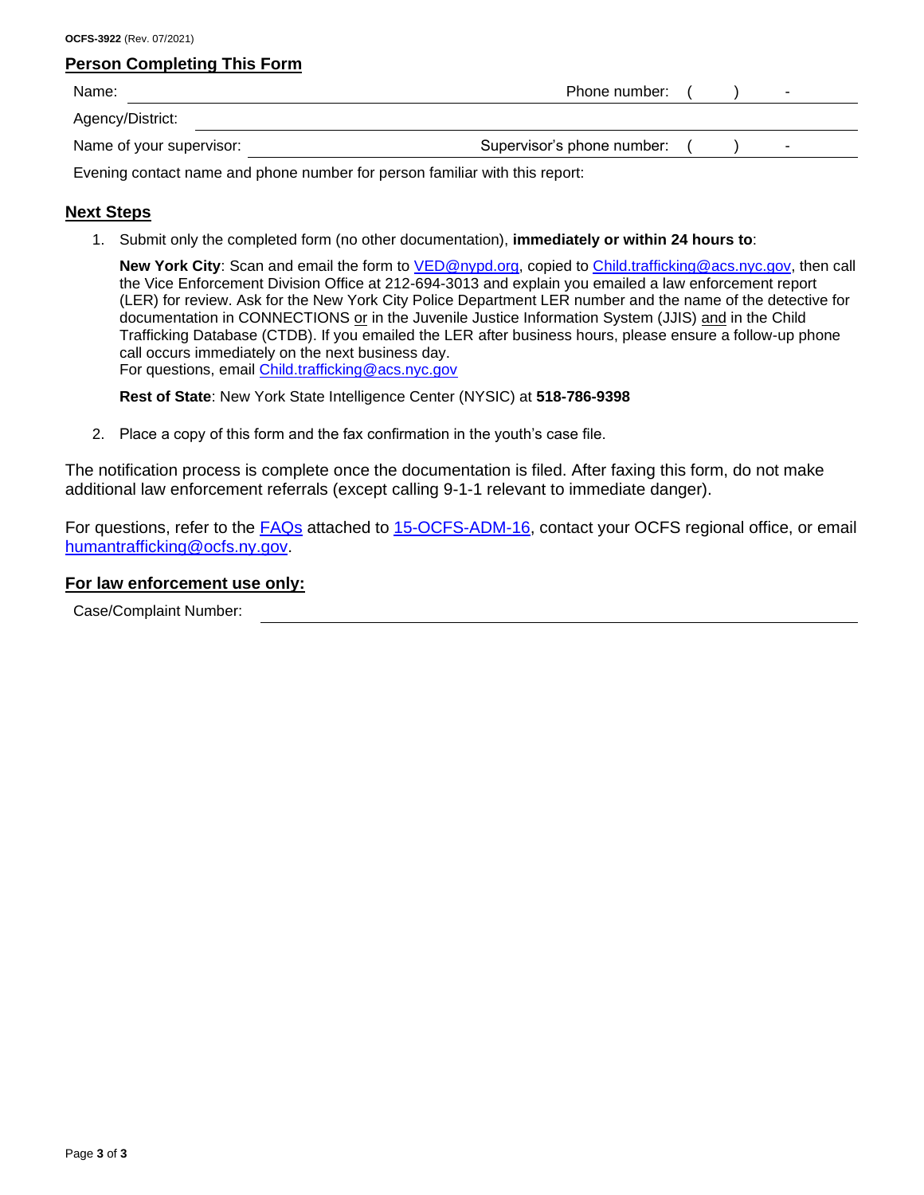OCFS-3922 (Rev. 07/2021)

## Person Completing This Form

Name: ______________________________ Phone number: ( ) -

Agency/District: ______________________________

Name of your supervisor: ______________________________ Supervisor's phone number: ( ) -

Evening contact name and phone number for person familiar with this report:

## Next Steps

1. Submit only the completed form (no other documentation), **immediately or within 24 hours to**:

   **New York City**: Scan and email the form to VED@nypd.org, copied to Child.trafficking@acs.nyc.gov, then call the Vice Enforcement Division Office at 212-694-3013 and explain you emailed a law enforcement report (LER) for review. Ask for the New York City Police Department LER number and the name of the detective for documentation in CONNECTIONS or in the Juvenile Justice Information System (JJIS) and in the Child Trafficking Database (CTDB). If you emailed the LER after business hours, please ensure a follow-up phone call occurs immediately on the next business day.
   For questions, email Child.trafficking@acs.nyc.gov

   **Rest of State**: New York State Intelligence Center (NYSIC) at **518-786-9398**

2. Place a copy of this form and the fax confirmation in the youth's case file.

The notification process is complete once the documentation is filed. After faxing this form, do not make additional law enforcement referrals (except calling 9-1-1 relevant to immediate danger).

For questions, refer to the FAQs attached to 15-OCFS-ADM-16, contact your OCFS regional office, or email humantrafficking@ocfs.ny.gov.

## For law enforcement use only:

Case/Complaint Number: ______________________________